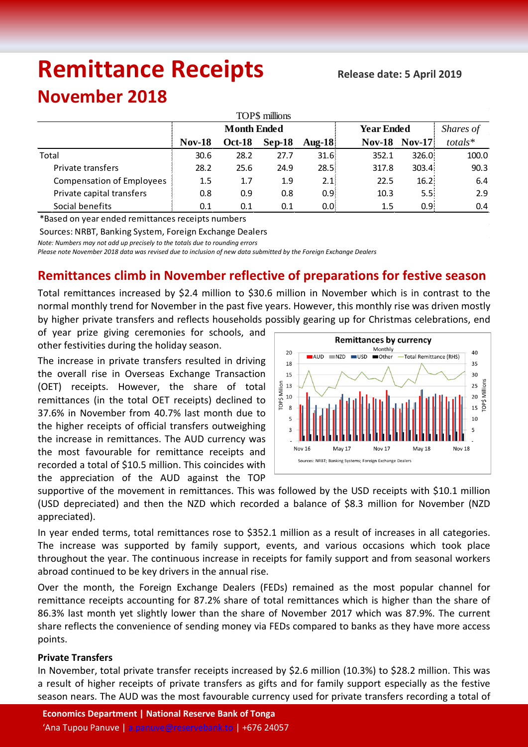# Remittance Receipts

**Release date: 5 April 2019**

## November 2018

| TOP$ millions | Month Ended | | | | Year Ended | | Shares of |
|---|---|---|---|---|---|---|---|
| | **Nov-18** | **Oct-18** | **Sep-18** | **Aug-18** | **Nov-18** | **Nov-17** | *totals** |
| Total | 30.6 | 28.2 | 27.7 | 31.6 | 352.1 | 326.0 | 100.0 |
| Private transfers | 28.2 | 25.6 | 24.9 | 28.5 | 317.8 | 303.4 | 90.3 |
| Compensation of Employees | 1.5 | 1.7 | 1.9 | 2.1 | 22.5 | 16.2 | 6.4 |
| Private capital transfers | 0.8 | 0.9 | 0.8 | 0.9 | 10.3 | 5.5 | 2.9 |
| Social benefits | 0.1 | 0.1 | 0.1 | 0.0 | 1.5 | 0.9 | 0.4 |

*Based on year ended remittances receipts numbers

Sources: NRBT, Banking System, Foreign Exchange Dealers

*Note: Numbers may not add up precisely to the totals due to rounding errors*

*Please note November 2018 data was revised due to inclusion of new data submitted by the Foreign Exchange Dealers*

## Remittances climb in November reflective of preparations for festive season

Total remittances increased by $2.4 million to $30.6 million in November which is in contrast to the normal monthly trend for November in the past five years. However, this monthly rise was driven mostly by higher private transfers and reflects households possibly gearing up for Christmas celebrations, end of year prize giving ceremonies for schools, and other festivities during the holiday season.

The increase in private transfers resulted in driving the overall rise in Overseas Exchange Transaction (OET) receipts. However, the share of total remittances (in the total OET receipts) declined to 37.6% in November from 40.7% last month due to the higher receipts of official transfers outweighing the increase in remittances. The AUD currency was the most favourable for remittance receipts and recorded a total of $10.5 million. This coincides with the appreciation of the AUD against the TOP supportive of the movement in remittances. This was followed by the USD receipts with $10.1 million (USD depreciated) and then the NZD which recorded a balance of $8.3 million for November (NZD appreciated).

**Remittances by currency**

Monthly

Sources: NRBT; Banking Systems; Foreign Exchange Dealers

In year ended terms, total remittances rose to $352.1 million as a result of increases in all categories. The increase was supported by family support, events, and various occasions which took place throughout the year. The continuous increase in receipts for family support and from seasonal workers abroad continued to be key drivers in the annual rise.

Over the month, the Foreign Exchange Dealers (FEDs) remained as the most popular channel for remittance receipts accounting for 87.2% share of total remittances which is higher than the share of 86.3% last month yet slightly lower than the share of November 2017 which was 87.9%. The current share reflects the convenience of sending money via FEDs compared to banks as they have more access points.

**Private Transfers**

In November, total private transfer receipts increased by $2.6 million (10.3%) to $28.2 million. This was a result of higher receipts of private transfers as gifts and for family support especially as the festive season nears. The AUD was the most favourable currency used for private transfers recording a total of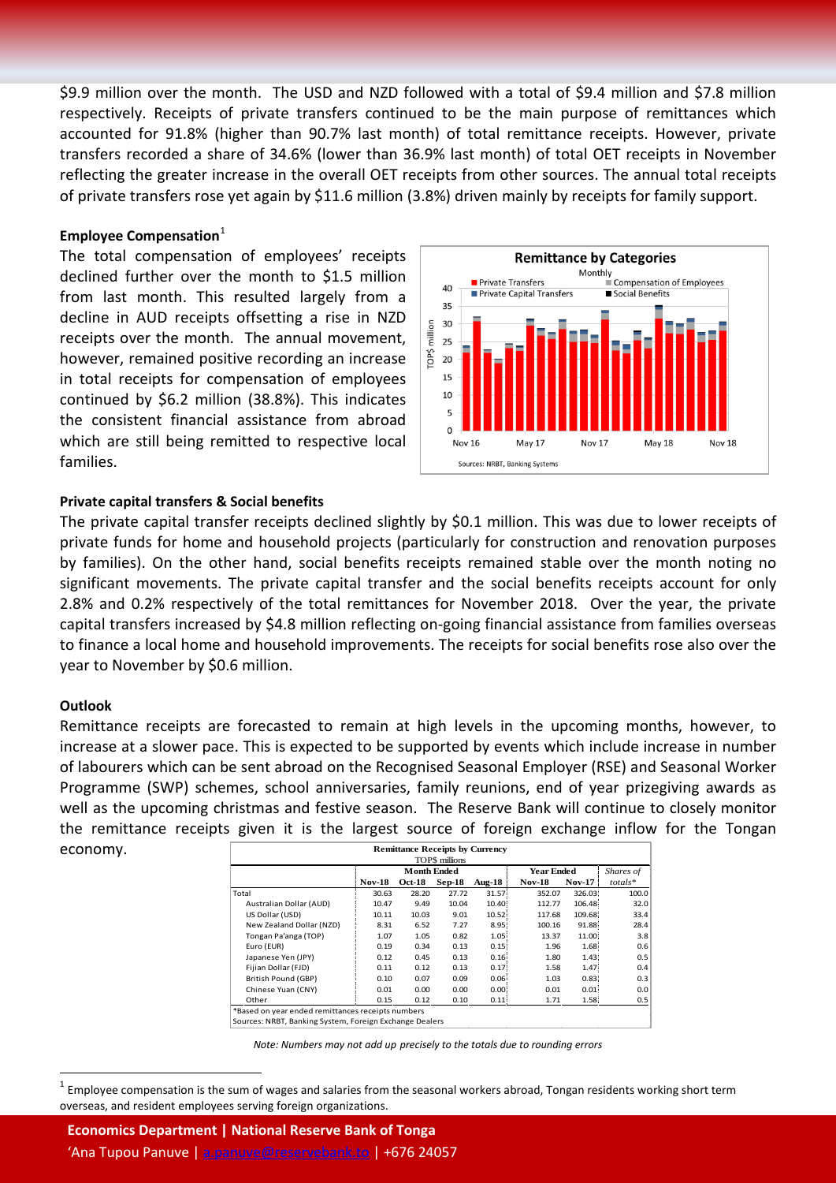$9.9 million over the month. The USD and NZD followed with a total of $9.4 million and $7.8 million respectively. Receipts of private transfers continued to be the main purpose of remittances which accounted for 91.8% (higher than 90.7% last month) of total remittance receipts. However, private transfers recorded a share of 34.6% (lower than 36.9% last month) of total OET receipts in November reflecting the greater increase in the overall OET receipts from other sources. The annual total receipts of private transfers rose yet again by $11.6 million (3.8%) driven mainly by receipts for family support.

**Employee Compensation**[1]

The total compensation of employees' receipts declined further over the month to $1.5 million from last month. This resulted largely from a decline in AUD receipts offsetting a rise in NZD receipts over the month. The annual movement, however, remained positive recording an increase in total receipts for compensation of employees continued by $6.2 million (38.8%). This indicates the consistent financial assistance from abroad which are still being remitted to respective local families.

**Remittance by Categories**
Monthly
Private Transfers
Compensation of Employees
Private Capital Transfers
Social Benefits
TOP$ million
0
5
10
15
20
25
30
35
40
Nov 16
May 17
Nov 17
May 18
Nov 18
Sources: NRBT, Banking Systems

**Private capital transfers & Social benefits**

The private capital transfer receipts declined slightly by $0.1 million. This was due to lower receipts of private funds for home and household projects (particularly for construction and renovation purposes by families). On the other hand, social benefits receipts remained stable over the month noting no significant movements. The private capital transfer and the social benefits receipts account for only 2.8% and 0.2% respectively of the total remittances for November 2018. Over the year, the private capital transfers increased by $4.8 million reflecting on-going financial assistance from families overseas to finance a local home and household improvements. The receipts for social benefits rose also over the year to November by $0.6 million.

**Outlook**

Remittance receipts are forecasted to remain at high levels in the upcoming months, however, to increase at a slower pace. This is expected to be supported by events which include increase in number of labourers which can be sent abroad on the Recognised Seasonal Employer (RSE) and Seasonal Worker Programme (SWP) schemes, school anniversaries, family reunions, end of year prizegiving awards as well as the upcoming christmas and festive season. The Reserve Bank will continue to closely monitor the remittance receipts given it is the largest source of foreign exchange inflow for the Tongan economy.

**Remittance Receipts by Currency**
TOP$ millions

| | Month Ended | | | | Year Ended | | Shares of |
|---|---|---|---|---|---|---|---|
| | Nov-18 | Oct-18 | Sep-18 | Aug-18 | Nov-18 | Nov-17 | totals* |
| Total | 30.63 | 28.20 | 27.72 | 31.57 | 352.07 | 326.03 | 100.0 |
| Australian Dollar (AUD) | 10.47 | 9.49 | 10.04 | 10.40 | 112.77 | 106.48 | 32.0 |
| US Dollar (USD) | 10.11 | 10.03 | 9.01 | 10.52 | 117.68 | 109.68 | 33.4 |
| New Zealand Dollar (NZD) | 8.31 | 6.52 | 7.27 | 8.95 | 100.16 | 91.88 | 28.4 |
| Tongan Pa'anga (TOP) | 1.07 | 1.05 | 0.82 | 1.05 | 13.37 | 11.00 | 3.8 |
| Euro (EUR) | 0.19 | 0.34 | 0.13 | 0.15 | 1.96 | 1.68 | 0.6 |
| Japanese Yen (JPY) | 0.12 | 0.45 | 0.13 | 0.16 | 1.80 | 1.43 | 0.5 |
| Fijian Dollar (FJD) | 0.11 | 0.12 | 0.13 | 0.17 | 1.58 | 1.47 | 0.4 |
| British Pound (GBP) | 0.10 | 0.07 | 0.09 | 0.06 | 1.03 | 0.83 | 0.3 |
| Chinese Yuan (CNY) | 0.01 | 0.00 | 0.00 | 0.00 | 0.01 | 0.01 | 0.0 |
| Other | 0.15 | 0.12 | 0.10 | 0.11 | 1.71 | 1.58 | 0.5 |

*Based on year ended remittances receipts numbers
Sources: NRBT, Banking System, Foreign Exchange Dealers

*Note: Numbers may not add up precisely to the totals due to rounding errors*

[1] Employee compensation is the sum of wages and salaries from the seasonal workers abroad, Tongan residents working short term overseas, and resident employees serving foreign organizations.

**Economics Department | National Reserve Bank of Tonga**
'Ana Tupou Panuve | a.panuve@reservebank.to | +676 24057